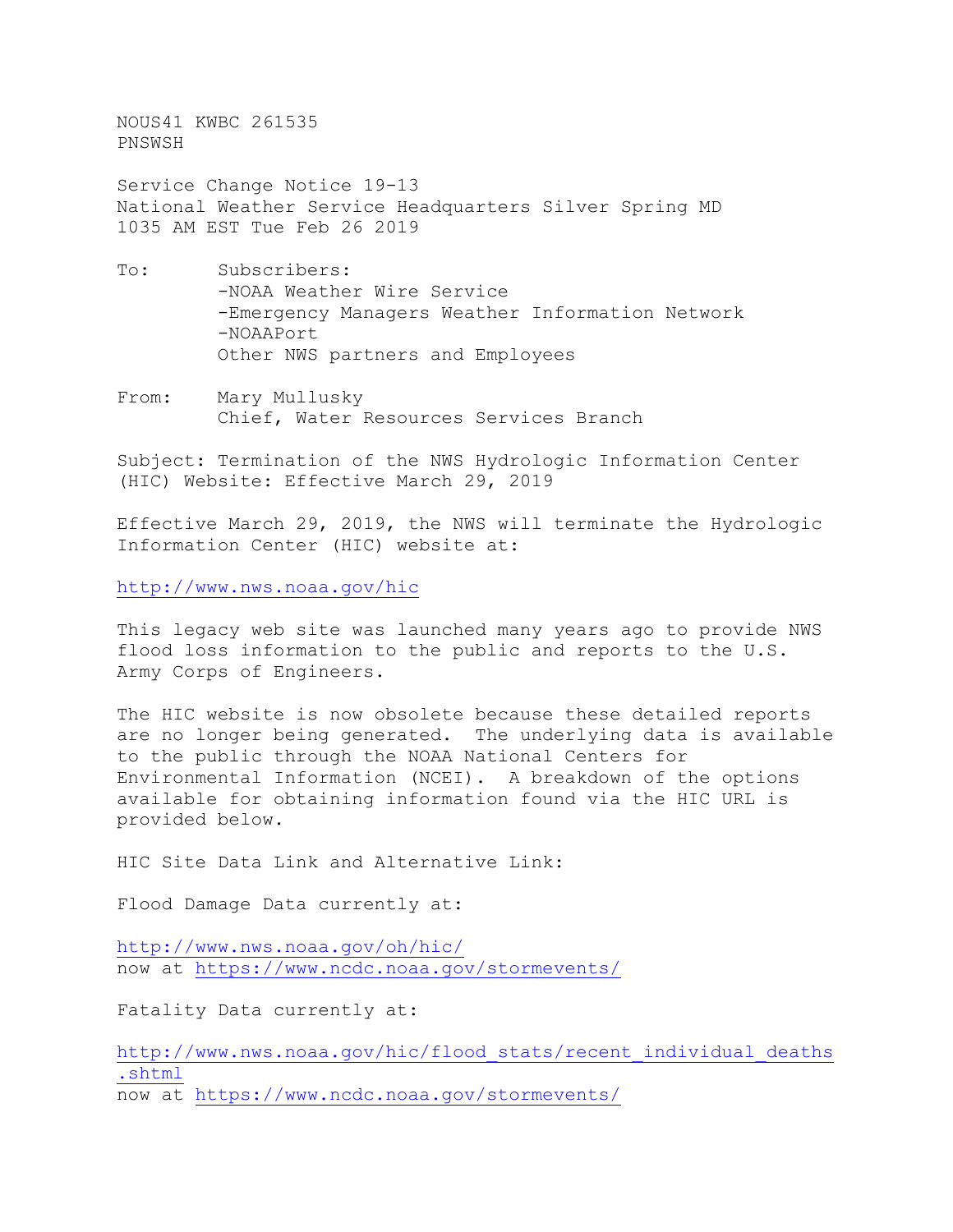NOUS41 KWBC 261535
PNSWSH

Service Change Notice 19-13
National Weather Service Headquarters Silver Spring MD
1035 AM EST Tue Feb 26 2019

To: Subscribers:
-NOAA Weather Wire Service
-Emergency Managers Weather Information Network
-NOAAPort
Other NWS partners and Employees

From: Mary Mullusky
Chief, Water Resources Services Branch

Subject: Termination of the NWS Hydrologic Information Center (HIC) Website: Effective March 29, 2019

Effective March 29, 2019, the NWS will terminate the Hydrologic Information Center (HIC) website at:

http://www.nws.noaa.gov/hic

This legacy web site was launched many years ago to provide NWS flood loss information to the public and reports to the U.S. Army Corps of Engineers.

The HIC website is now obsolete because these detailed reports are no longer being generated. The underlying data is available to the public through the NOAA National Centers for Environmental Information (NCEI). A breakdown of the options available for obtaining information found via the HIC URL is provided below.

HIC Site Data Link and Alternative Link:

Flood Damage Data currently at:

http://www.nws.noaa.gov/oh/hic/
now at https://www.ncdc.noaa.gov/stormevents/

Fatality Data currently at:

http://www.nws.noaa.gov/hic/flood_stats/recent_individual_deaths.shtml
now at https://www.ncdc.noaa.gov/stormevents/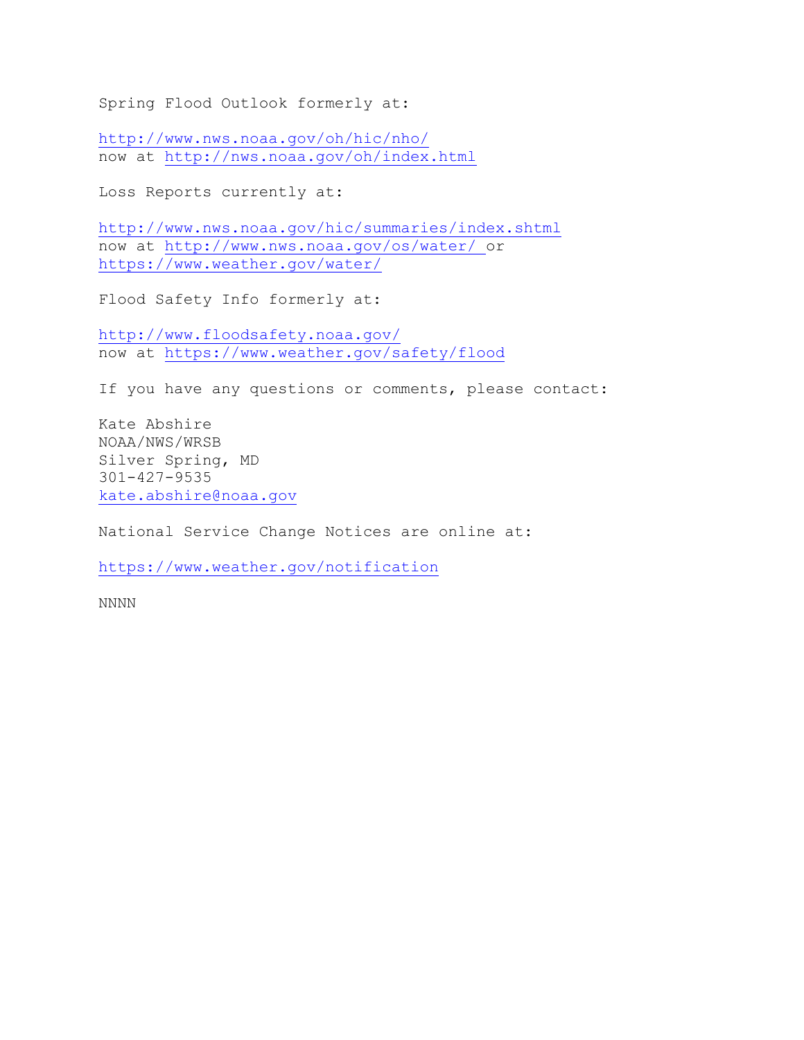Spring Flood Outlook formerly at:

http://www.nws.noaa.gov/oh/hic/nho/
now at http://nws.noaa.gov/oh/index.html

Loss Reports currently at:

http://www.nws.noaa.gov/hic/summaries/index.shtml
now at http://www.nws.noaa.gov/os/water/ or
https://www.weather.gov/water/

Flood Safety Info formerly at:

http://www.floodsafety.noaa.gov/
now at https://www.weather.gov/safety/flood

If you have any questions or comments, please contact:

Kate Abshire
NOAA/NWS/WRSB
Silver Spring, MD
301-427-9535
kate.abshire@noaa.gov

National Service Change Notices are online at:

https://www.weather.gov/notification

NNNN